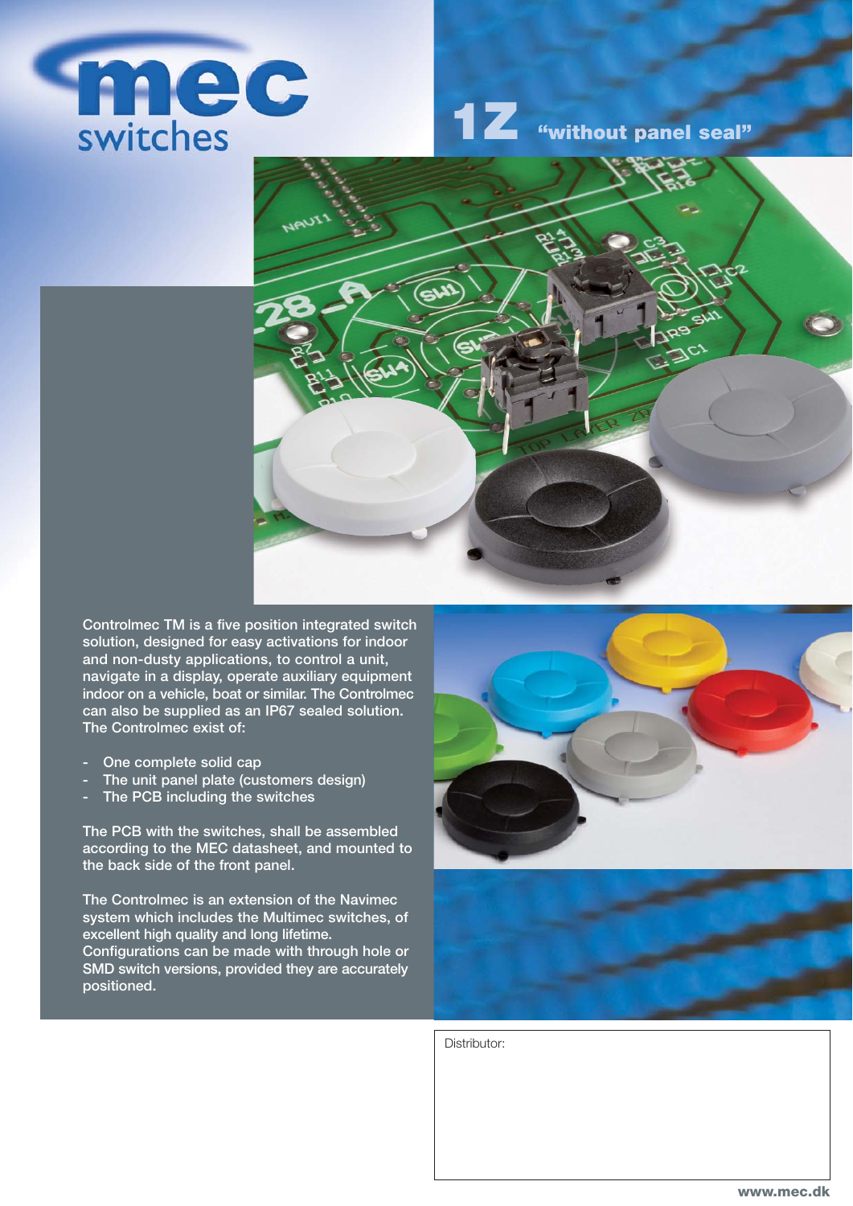# mec switches

## 1Z "without panel seal"

Controlmec TM is a five position integrated switch solution, designed for easy activations for indoor and non-dusty applications, to control a unit, navigate in a display, operate auxiliary equipment indoor on a vehicle, boat or similar. The Controlmec can also be supplied as an IP67 sealed solution. The Controlmec exist of:

- One complete solid cap
- The unit panel plate (customers design)
- The PCB including the switches

The PCB with the switches, shall be assembled according to the MEC datasheet, and mounted to the back side of the front panel.

The Controlmec is an extension of the Navimec system which includes the Multimec switches, of excellent high quality and long lifetime. Configurations can be made with through hole or SMD switch versions, provided they are accurately positioned.

Distributor:

www.mec.dk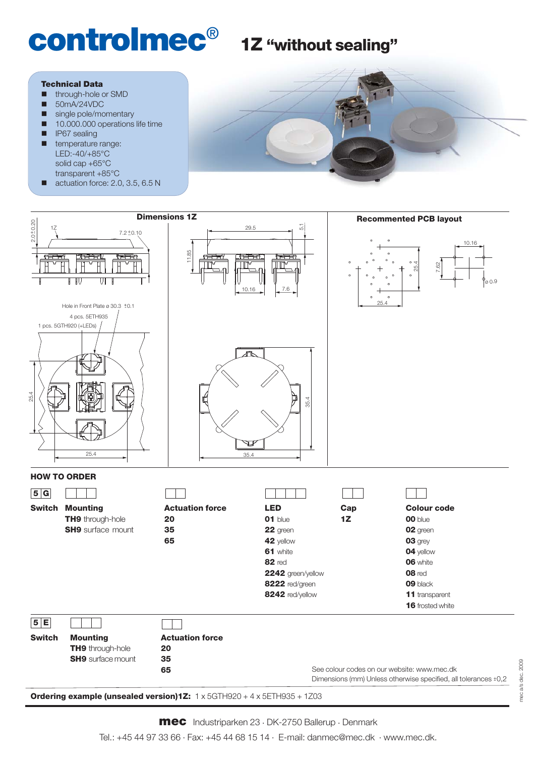# controlmec® 1Z "without sealing"

**Technical Data**

- through-hole or SMD
- 50mA/24VDC
- single pole/momentary
- 10.000.000 operations life time
- IP67 sealing
- temperature range:
  LED:-40/+85°C
  solid cap +65°C
  transparent +85°C
- actuation force: 2.0, 3.5, 6.5 N

**Dimensions 1Z**

1Z
2.0±0.20
7.2±0.10
29.5
5.1
11.85
10.16
7.6
Hole in Front Plate ø 30.3 ±0.1
4 pcs. 5ETH935
1 pcs. 5GTH920 (+LEDs)
25.4
25.4
35.4
35.4

**Recommented PCB layout**

10.16
25.4
7.62
ø 0.9
25.4

## HOW TO ORDER

**5 G**

| Switch | Mounting | Actuation force | LED | Cap | Colour code |
|---|---|---|---|---|---|
| | **TH9** through-hole | **20** | **01** blue | **1Z** | **00** blue |
| | **SH9** surface mount | **35** | **22** green | | **02** green |
| | | **65** | **42** yellow | | **03** grey |
| | | | **61** white | | **04** yellow |
| | | | **82** red | | **06** white |
| | | | **2242** green/yellow | | **08** red |
| | | | **8222** red/green | | **09** black |
| | | | **8242** red/yellow | | **11** transparent |
| | | | | | **16** frosted white |

**5 E**

| Switch | Mounting | Actuation force |
|---|---|---|
| | **TH9** through-hole | **20** |
| | **SH9** surface mount | **35** |
| | | **65** |

See colour codes on our website: www.mec.dk
Dimensions (mm) Unless otherwise specified, all tolerances ±0,2

**Ordering example (unsealed version)1Z:** 1 x 5GTH920 + 4 x 5ETH935 + 1Z03

mec a/s dec. 2009

**mec** Industriparken 23 · DK-2750 Ballerup · Denmark
Tel.: +45 44 97 33 66 · Fax: +45 44 68 15 14 · E-mail: danmec@mec.dk · www.mec.dk.